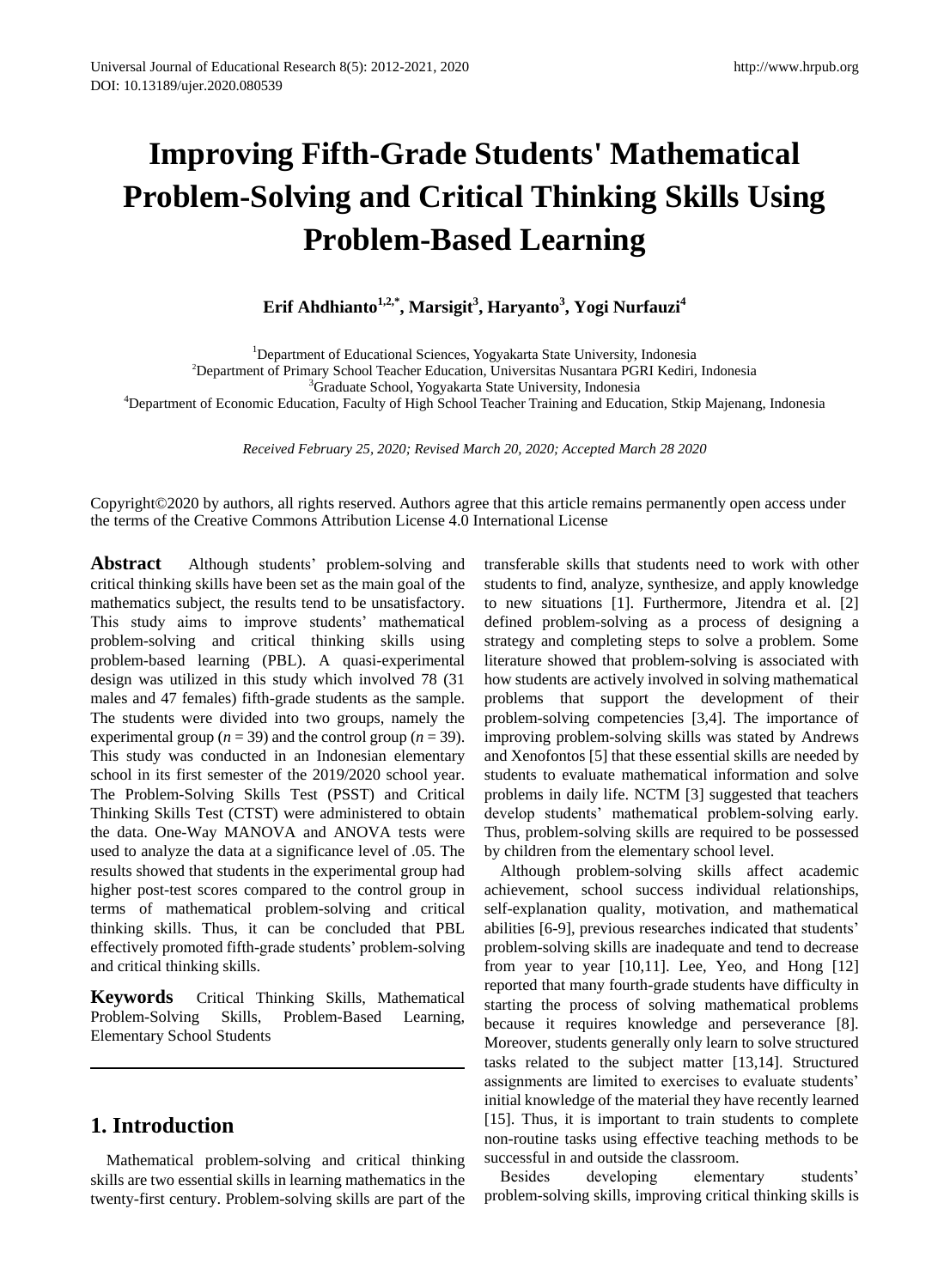# Improving Fifth-Grade Students' Mathematical Problem-Solving and Critical Thinking Skills Using Problem-Based Learning

**Erif Ahdhianto[1,2,*], Marsigit[3], Haryanto[3], Yogi Nurfauzi[4]**

[1]Department of Educational Sciences, Yogyakarta State University, Indonesia
[2]Department of Primary School Teacher Education, Universitas Nusantara PGRI Kediri, Indonesia
[3]Graduate School, Yogyakarta State University, Indonesia
[4]Department of Economic Education, Faculty of High School Teacher Training and Education, Stkip Majenang, Indonesia

*Received February 25, 2020; Revised March 20, 2020; Accepted March 28 2020*

Copyright©2020 by authors, all rights reserved. Authors agree that this article remains permanently open access under the terms of the Creative Commons Attribution License 4.0 International License

**Abstract** Although students' problem-solving and critical thinking skills have been set as the main goal of the mathematics subject, the results tend to be unsatisfactory. This study aims to improve students' mathematical problem-solving and critical thinking skills using problem-based learning (PBL). A quasi-experimental design was utilized in this study which involved 78 (31 males and 47 females) fifth-grade students as the sample. The students were divided into two groups, namely the experimental group ($n = 39$) and the control group ($n = 39$). This study was conducted in an Indonesian elementary school in its first semester of the 2019/2020 school year. The Problem-Solving Skills Test (PSST) and Critical Thinking Skills Test (CTST) were administered to obtain the data. One-Way MANOVA and ANOVA tests were used to analyze the data at a significance level of .05. The results showed that students in the experimental group had higher post-test scores compared to the control group in terms of mathematical problem-solving and critical thinking skills. Thus, it can be concluded that PBL effectively promoted fifth-grade students' problem-solving and critical thinking skills.

**Keywords** Critical Thinking Skills, Mathematical Problem-Solving Skills, Problem-Based Learning, Elementary School Students

## 1. Introduction

Mathematical problem-solving and critical thinking skills are two essential skills in learning mathematics in the twenty-first century. Problem-solving skills are part of the transferable skills that students need to work with other students to find, analyze, synthesize, and apply knowledge to new situations [1]. Furthermore, Jitendra et al. [2] defined problem-solving as a process of designing a strategy and completing steps to solve a problem. Some literature showed that problem-solving is associated with how students are actively involved in solving mathematical problems that support the development of their problem-solving competencies [3,4]. The importance of improving problem-solving skills was stated by Andrews and Xenofontos [5] that these essential skills are needed by students to evaluate mathematical information and solve problems in daily life. NCTM [3] suggested that teachers develop students' mathematical problem-solving early. Thus, problem-solving skills are required to be possessed by children from the elementary school level.

Although problem-solving skills affect academic achievement, school success individual relationships, self-explanation quality, motivation, and mathematical abilities [6-9], previous researches indicated that students' problem-solving skills are inadequate and tend to decrease from year to year [10,11]. Lee, Yeo, and Hong [12] reported that many fourth-grade students have difficulty in starting the process of solving mathematical problems because it requires knowledge and perseverance [8]. Moreover, students generally only learn to solve structured tasks related to the subject matter [13,14]. Structured assignments are limited to exercises to evaluate students' initial knowledge of the material they have recently learned [15]. Thus, it is important to train students to complete non-routine tasks using effective teaching methods to be successful in and outside the classroom.

Besides developing elementary students' problem-solving skills, improving critical thinking skills is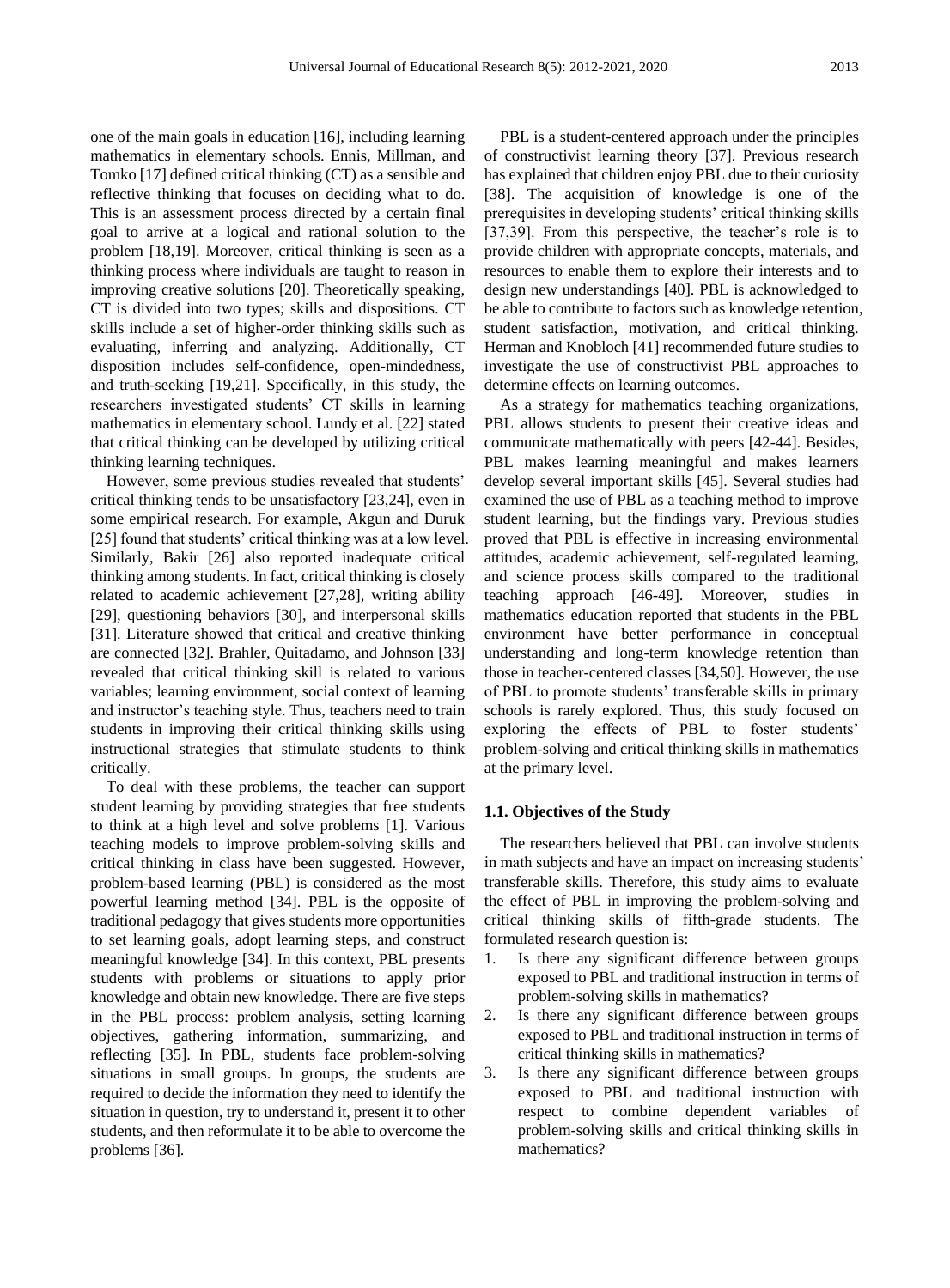one of the main goals in education [16], including learning mathematics in elementary schools. Ennis, Millman, and Tomko [17] defined critical thinking (CT) as a sensible and reflective thinking that focuses on deciding what to do. This is an assessment process directed by a certain final goal to arrive at a logical and rational solution to the problem [18,19]. Moreover, critical thinking is seen as a thinking process where individuals are taught to reason in improving creative solutions [20]. Theoretically speaking, CT is divided into two types; skills and dispositions. CT skills include a set of higher-order thinking skills such as evaluating, inferring and analyzing. Additionally, CT disposition includes self-confidence, open-mindedness, and truth-seeking [19,21]. Specifically, in this study, the researchers investigated students' CT skills in learning mathematics in elementary school. Lundy et al. [22] stated that critical thinking can be developed by utilizing critical thinking learning techniques.

However, some previous studies revealed that students' critical thinking tends to be unsatisfactory [23,24], even in some empirical research. For example, Akgun and Duruk [25] found that students' critical thinking was at a low level. Similarly, Bakir [26] also reported inadequate critical thinking among students. In fact, critical thinking is closely related to academic achievement [27,28], writing ability [29], questioning behaviors [30], and interpersonal skills [31]. Literature showed that critical and creative thinking are connected [32]. Brahler, Quitadamo, and Johnson [33] revealed that critical thinking skill is related to various variables; learning environment, social context of learning and instructor's teaching style. Thus, teachers need to train students in improving their critical thinking skills using instructional strategies that stimulate students to think critically.

To deal with these problems, the teacher can support student learning by providing strategies that free students to think at a high level and solve problems [1]. Various teaching models to improve problem-solving skills and critical thinking in class have been suggested. However, problem-based learning (PBL) is considered as the most powerful learning method [34]. PBL is the opposite of traditional pedagogy that gives students more opportunities to set learning goals, adopt learning steps, and construct meaningful knowledge [34]. In this context, PBL presents students with problems or situations to apply prior knowledge and obtain new knowledge. There are five steps in the PBL process: problem analysis, setting learning objectives, gathering information, summarizing, and reflecting [35]. In PBL, students face problem-solving situations in small groups. In groups, the students are required to decide the information they need to identify the situation in question, try to understand it, present it to other students, and then reformulate it to be able to overcome the problems [36].

PBL is a student-centered approach under the principles of constructivist learning theory [37]. Previous research has explained that children enjoy PBL due to their curiosity [38]. The acquisition of knowledge is one of the prerequisites in developing students' critical thinking skills [37,39]. From this perspective, the teacher's role is to provide children with appropriate concepts, materials, and resources to enable them to explore their interests and to design new understandings [40]. PBL is acknowledged to be able to contribute to factors such as knowledge retention, student satisfaction, motivation, and critical thinking. Herman and Knobloch [41] recommended future studies to investigate the use of constructivist PBL approaches to determine effects on learning outcomes.

As a strategy for mathematics teaching organizations, PBL allows students to present their creative ideas and communicate mathematically with peers [42-44]. Besides, PBL makes learning meaningful and makes learners develop several important skills [45]. Several studies had examined the use of PBL as a teaching method to improve student learning, but the findings vary. Previous studies proved that PBL is effective in increasing environmental attitudes, academic achievement, self-regulated learning, and science process skills compared to the traditional teaching approach [46-49]. Moreover, studies in mathematics education reported that students in the PBL environment have better performance in conceptual understanding and long-term knowledge retention than those in teacher-centered classes [34,50]. However, the use of PBL to promote students' transferable skills in primary schools is rarely explored. Thus, this study focused on exploring the effects of PBL to foster students' problem-solving and critical thinking skills in mathematics at the primary level.

### 1.1. Objectives of the Study

The researchers believed that PBL can involve students in math subjects and have an impact on increasing students' transferable skills. Therefore, this study aims to evaluate the effect of PBL in improving the problem-solving and critical thinking skills of fifth-grade students. The formulated research question is:

1. Is there any significant difference between groups exposed to PBL and traditional instruction in terms of problem-solving skills in mathematics?
2. Is there any significant difference between groups exposed to PBL and traditional instruction in terms of critical thinking skills in mathematics?
3. Is there any significant difference between groups exposed to PBL and traditional instruction with respect to combine dependent variables of problem-solving skills and critical thinking skills in mathematics?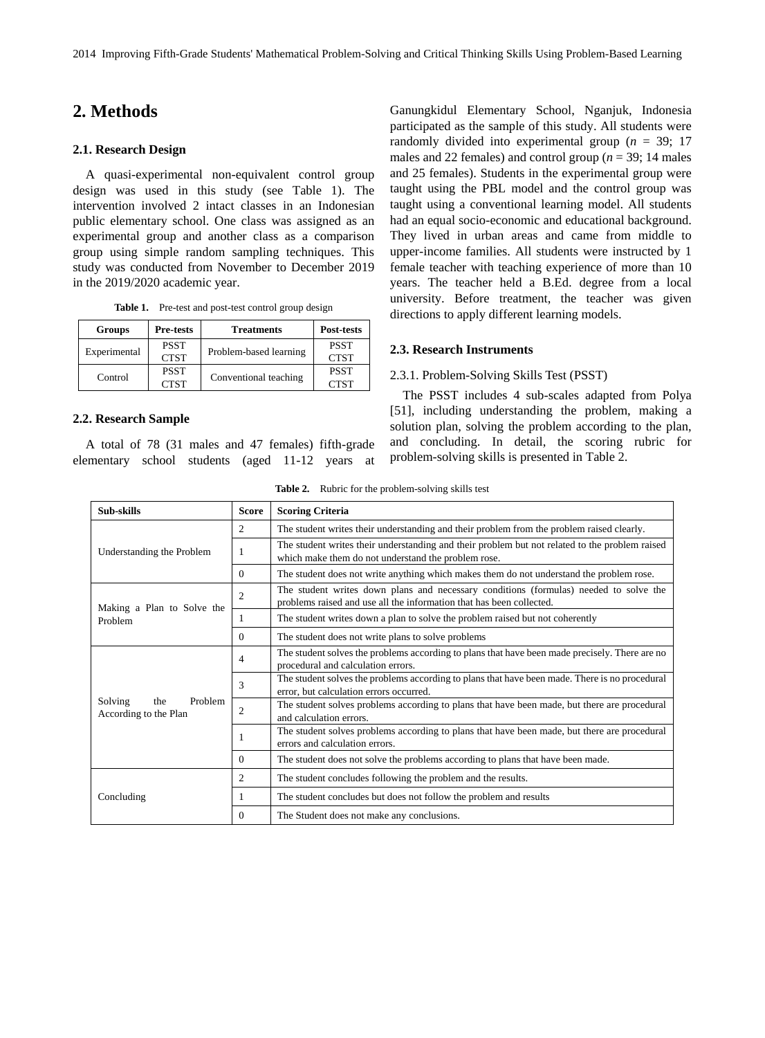## 2. Methods

### 2.1. Research Design

A quasi-experimental non-equivalent control group design was used in this study (see Table 1). The intervention involved 2 intact classes in an Indonesian public elementary school. One class was assigned as an experimental group and another class as a comparison group using simple random sampling techniques. This study was conducted from November to December 2019 in the 2019/2020 academic year.

**Table 1.** Pre-test and post-test control group design

| Groups | Pre-tests | Treatments | Post-tests |
|---|---|---|---|
| Experimental | PSST<br>CTST | Problem-based learning | PSST<br>CTST |
| Control | PSST<br>CTST | Conventional teaching | PSST<br>CTST |

### 2.2. Research Sample

A total of 78 (31 males and 47 females) fifth-grade elementary school students (aged 11-12 years at Ganungkidul Elementary School, Nganjuk, Indonesia participated as the sample of this study. All students were randomly divided into experimental group (*n* = 39; 17 males and 22 females) and control group (*n* = 39; 14 males and 25 females). Students in the experimental group were taught using the PBL model and the control group was taught using a conventional learning model. All students had an equal socio-economic and educational background. They lived in urban areas and came from middle to upper-income families. All students were instructed by 1 female teacher with teaching experience of more than 10 years. The teacher held a B.Ed. degree from a local university. Before treatment, the teacher was given directions to apply different learning models.

### 2.3. Research Instruments

#### 2.3.1. Problem-Solving Skills Test (PSST)

The PSST includes 4 sub-scales adapted from Polya [51], including understanding the problem, making a solution plan, solving the problem according to the plan, and concluding. In detail, the scoring rubric for problem-solving skills is presented in Table 2.

**Table 2.** Rubric for the problem-solving skills test

| Sub-skills | Score | Scoring Criteria |
|---|---|---|
| Understanding the Problem | 2 | The student writes their understanding and their problem from the problem raised clearly. |
| | 1 | The student writes their understanding and their problem but not related to the problem raised which make them do not understand the problem rose. |
| | 0 | The student does not write anything which makes them do not understand the problem rose. |
| Making a Plan to Solve the Problem | 2 | The student writes down plans and necessary conditions (formulas) needed to solve the problems raised and use all the information that has been collected. |
| | 1 | The student writes down a plan to solve the problem raised but not coherently |
| | 0 | The student does not write plans to solve problems |
| Solving the Problem According to the Plan | 4 | The student solves the problems according to plans that have been made precisely. There are no procedural and calculation errors. |
| | 3 | The student solves the problems according to plans that have been made. There is no procedural error, but calculation errors occurred. |
| | 2 | The student solves problems according to plans that have been made, but there are procedural and calculation errors. |
| | 1 | The student solves problems according to plans that have been made, but there are procedural errors and calculation errors. |
| | 0 | The student does not solve the problems according to plans that have been made. |
| Concluding | 2 | The student concludes following the problem and the results. |
| | 1 | The student concludes but does not follow the problem and results |
| | 0 | The Student does not make any conclusions. |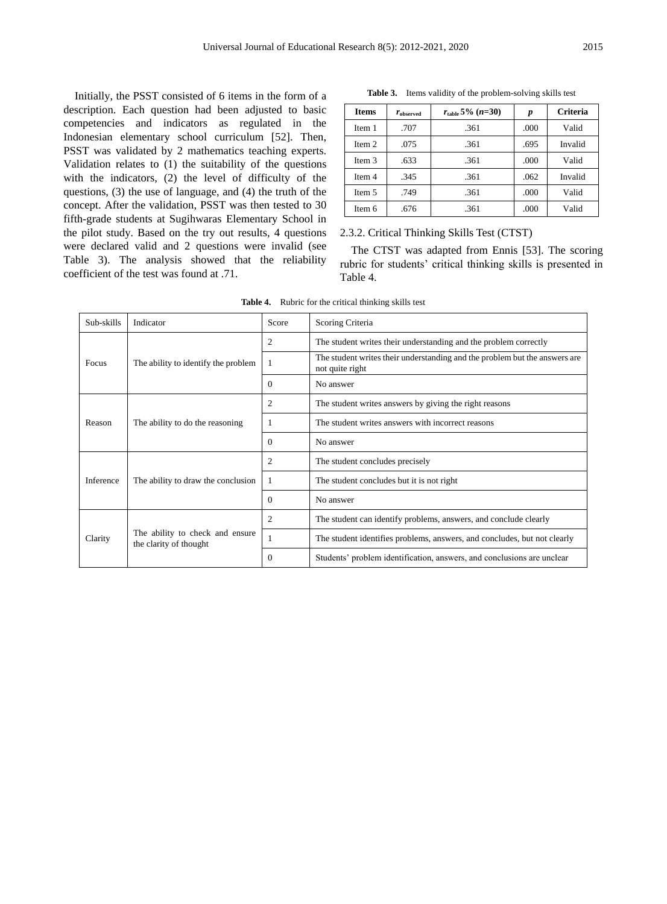Initially, the PSST consisted of 6 items in the form of a description. Each question had been adjusted to basic competencies and indicators as regulated in the Indonesian elementary school curriculum [52]. Then, PSST was validated by 2 mathematics teaching experts. Validation relates to (1) the suitability of the questions with the indicators, (2) the level of difficulty of the questions, (3) the use of language, and (4) the truth of the concept. After the validation, PSST was then tested to 30 fifth-grade students at Sugihwaras Elementary School in the pilot study. Based on the try out results, 4 questions were declared valid and 2 questions were invalid (see Table 3). The analysis showed that the reliability coefficient of the test was found at .71.

**Table 3.** Items validity of the problem-solving skills test

| Items | $r_{observed}$ | $r_{table}$ 5% ($n$=30) | $p$ | Criteria |
|---|---|---|---|---|
| Item 1 | .707 | .361 | .000 | Valid |
| Item 2 | .075 | .361 | .695 | Invalid |
| Item 3 | .633 | .361 | .000 | Valid |
| Item 4 | .345 | .361 | .062 | Invalid |
| Item 5 | .749 | .361 | .000 | Valid |
| Item 6 | .676 | .361 | .000 | Valid |

### 2.3.2. Critical Thinking Skills Test (CTST)

The CTST was adapted from Ennis [53]. The scoring rubric for students' critical thinking skills is presented in Table 4.

**Table 4.** Rubric for the critical thinking skills test

| Sub-skills | Indicator | Score | Scoring Criteria |
|---|---|---|---|
| Focus | The ability to identify the problem | 2 | The student writes their understanding and the problem correctly |
| | | 1 | The student writes their understanding and the problem but the answers are not quite right |
| | | 0 | No answer |
| Reason | The ability to do the reasoning | 2 | The student writes answers by giving the right reasons |
| | | 1 | The student writes answers with incorrect reasons |
| | | 0 | No answer |
| Inference | The ability to draw the conclusion | 2 | The student concludes precisely |
| | | 1 | The student concludes but it is not right |
| | | 0 | No answer |
| Clarity | The ability to check and ensure the clarity of thought | 2 | The student can identify problems, answers, and conclude clearly |
| | | 1 | The student identifies problems, answers, and concludes, but not clearly |
| | | 0 | Students' problem identification, answers, and conclusions are unclear |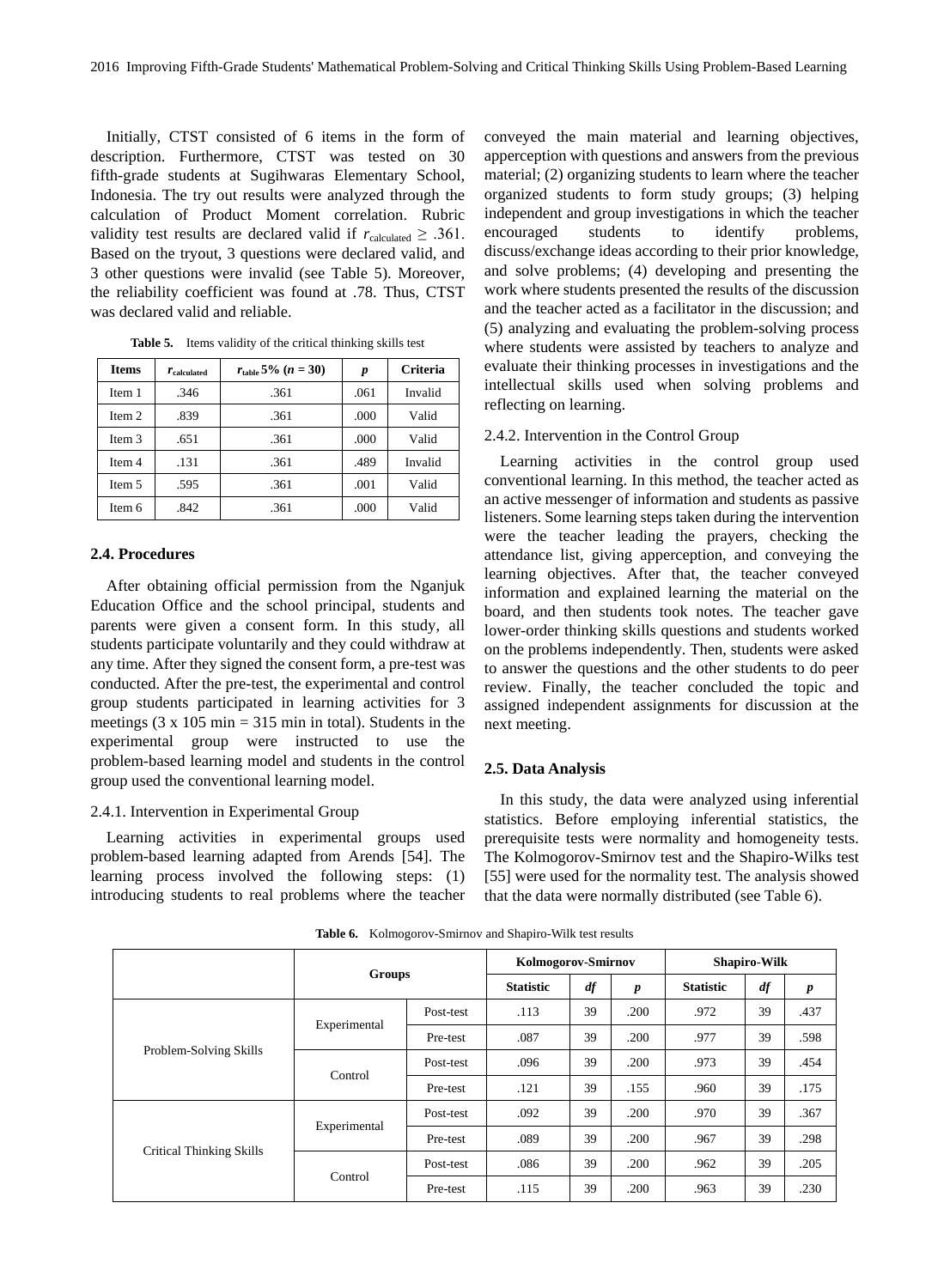Initially, CTST consisted of 6 items in the form of description. Furthermore, CTST was tested on 30 fifth-grade students at Sugihwaras Elementary School, Indonesia. The try out results were analyzed through the calculation of Product Moment correlation. Rubric validity test results are declared valid if $r_{calculated} \geq .361$. Based on the tryout, 3 questions were declared valid, and 3 other questions were invalid (see Table 5). Moreover, the reliability coefficient was found at .78. Thus, CTST was declared valid and reliable.

**Table 5.** Items validity of the critical thinking skills test

| Items | $r_{calculated}$ | $r_{table}$ 5% ($n$ = 30) | $p$ | Criteria |
|---|---|---|---|---|
| Item 1 | .346 | .361 | .061 | Invalid |
| Item 2 | .839 | .361 | .000 | Valid |
| Item 3 | .651 | .361 | .000 | Valid |
| Item 4 | .131 | .361 | .489 | Invalid |
| Item 5 | .595 | .361 | .001 | Valid |
| Item 6 | .842 | .361 | .000 | Valid |

### 2.4. Procedures

After obtaining official permission from the Nganjuk Education Office and the school principal, students and parents were given a consent form. In this study, all students participate voluntarily and they could withdraw at any time. After they signed the consent form, a pre-test was conducted. After the pre-test, the experimental and control group students participated in learning activities for 3 meetings (3 x 105 min = 315 min in total). Students in the experimental group were instructed to use the problem-based learning model and students in the control group used the conventional learning model.

#### 2.4.1. Intervention in Experimental Group

Learning activities in experimental groups used problem-based learning adapted from Arends [54]. The learning process involved the following steps: (1) introducing students to real problems where the teacher conveyed the main material and learning objectives, apperception with questions and answers from the previous material; (2) organizing students to learn where the teacher organized students to form study groups; (3) helping independent and group investigations in which the teacher encouraged students to identify problems, discuss/exchange ideas according to their prior knowledge, and solve problems; (4) developing and presenting the work where students presented the results of the discussion and the teacher acted as a facilitator in the discussion; and (5) analyzing and evaluating the problem-solving process where students were assisted by teachers to analyze and evaluate their thinking processes in investigations and the intellectual skills used when solving problems and reflecting on learning.

#### 2.4.2. Intervention in the Control Group

Learning activities in the control group used conventional learning. In this method, the teacher acted as an active messenger of information and students as passive listeners. Some learning steps taken during the intervention were the teacher leading the prayers, checking the attendance list, giving apperception, and conveying the learning objectives. After that, the teacher conveyed information and explained learning the material on the board, and then students took notes. The teacher gave lower-order thinking skills questions and students worked on the problems independently. Then, students were asked to answer the questions and the other students to do peer review. Finally, the teacher concluded the topic and assigned independent assignments for discussion at the next meeting.

### 2.5. Data Analysis

In this study, the data were analyzed using inferential statistics. Before employing inferential statistics, the prerequisite tests were normality and homogeneity tests. The Kolmogorov-Smirnov test and the Shapiro-Wilks test [55] were used for the normality test. The analysis showed that the data were normally distributed (see Table 6).

**Table 6.** Kolmogorov-Smirnov and Shapiro-Wilk test results

| | Groups | | Kolmogorov-Smirnov | | | Shapiro-Wilk | | |
|---|---|---|---|---|---|---|---|---|
| | | | Statistic | $df$ | $p$ | Statistic | $df$ | $p$ |
| Problem-Solving Skills | Experimental | Post-test | .113 | 39 | .200 | .972 | 39 | .437 |
| | | Pre-test | .087 | 39 | .200 | .977 | 39 | .598 |
| | Control | Post-test | .096 | 39 | .200 | .973 | 39 | .454 |
| | | Pre-test | .121 | 39 | .155 | .960 | 39 | .175 |
| Critical Thinking Skills | Experimental | Post-test | .092 | 39 | .200 | .970 | 39 | .367 |
| | | Pre-test | .089 | 39 | .200 | .967 | 39 | .298 |
| | Control | Post-test | .086 | 39 | .200 | .962 | 39 | .205 |
| | | Pre-test | .115 | 39 | .200 | .963 | 39 | .230 |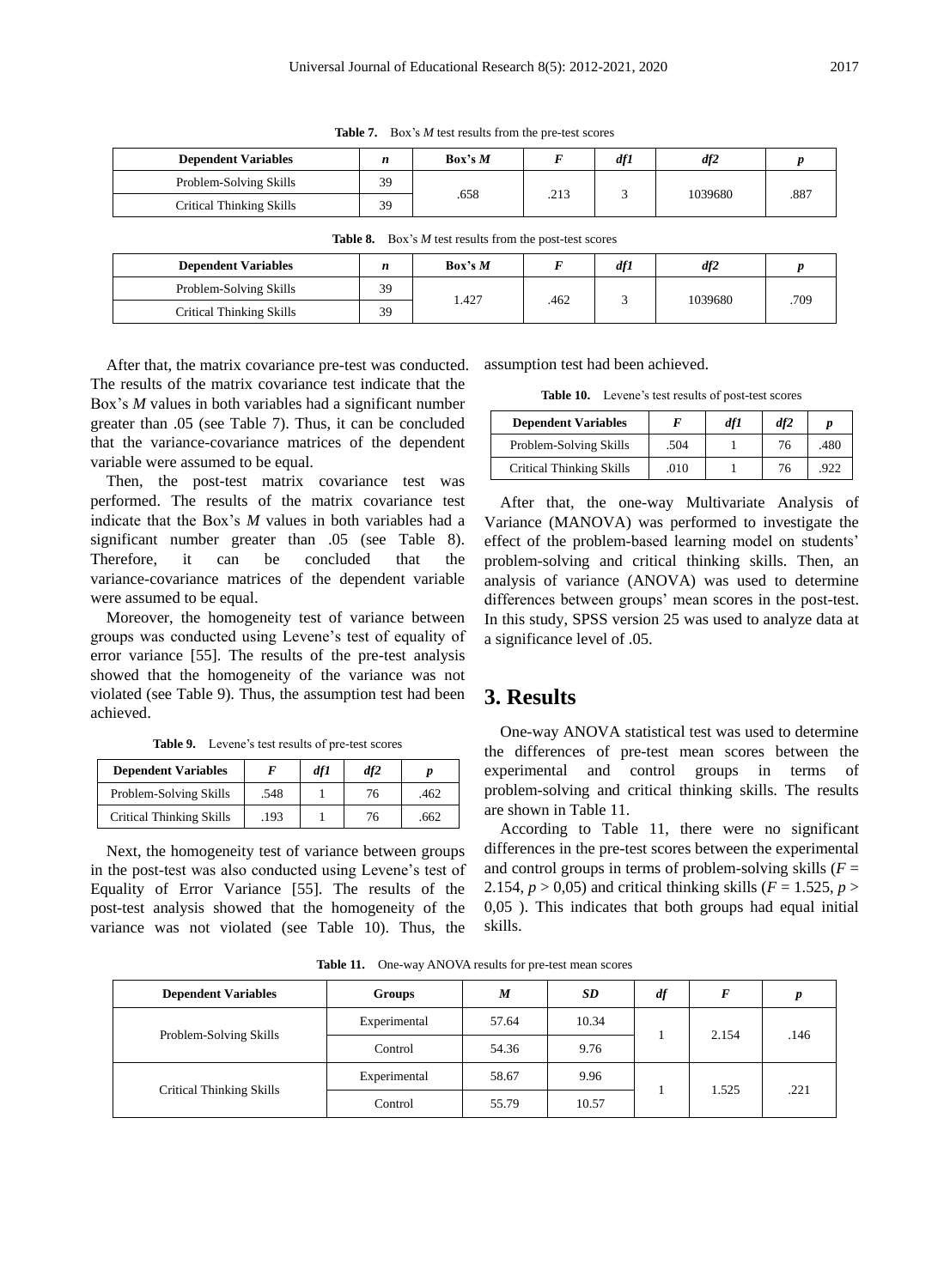**Table 7.** Box's *M* test results from the pre-test scores

| Dependent Variables | *n* | Box's *M* | *F* | *df1* | *df2* | *p* |
|---|---|---|---|---|---|---|
| Problem-Solving Skills | 39 | .658 | .213 | 3 | 1039680 | .887 |
| Critical Thinking Skills | 39 | | | | | |

**Table 8.** Box's *M* test results from the post-test scores

| Dependent Variables | *n* | Box's *M* | *F* | *df1* | *df2* | *p* |
|---|---|---|---|---|---|---|
| Problem-Solving Skills | 39 | 1.427 | .462 | 3 | 1039680 | .709 |
| Critical Thinking Skills | 39 | | | | | |

After that, the matrix covariance pre-test was conducted. The results of the matrix covariance test indicate that the Box's *M* values in both variables had a significant number greater than .05 (see Table 7). Thus, it can be concluded that the variance-covariance matrices of the dependent variable were assumed to be equal.

Then, the post-test matrix covariance test was performed. The results of the matrix covariance test indicate that the Box's *M* values in both variables had a significant number greater than .05 (see Table 8). Therefore, it can be concluded that the variance-covariance matrices of the dependent variable were assumed to be equal.

Moreover, the homogeneity test of variance between groups was conducted using Levene's test of equality of error variance [55]. The results of the pre-test analysis showed that the homogeneity of the variance was not violated (see Table 9). Thus, the assumption test had been achieved.

**Table 9.** Levene's test results of pre-test scores

| Dependent Variables | *F* | *df1* | *df2* | *p* |
|---|---|---|---|---|
| Problem-Solving Skills | .548 | 1 | 76 | .462 |
| Critical Thinking Skills | .193 | 1 | 76 | .662 |

Next, the homogeneity test of variance between groups in the post-test was also conducted using Levene's test of Equality of Error Variance [55]. The results of the post-test analysis showed that the homogeneity of the variance was not violated (see Table 10). Thus, the assumption test had been achieved.

**Table 10.** Levene's test results of post-test scores

| Dependent Variables | *F* | *df1* | *df2* | *p* |
|---|---|---|---|---|
| Problem-Solving Skills | .504 | 1 | 76 | .480 |
| Critical Thinking Skills | .010 | 1 | 76 | .922 |

After that, the one-way Multivariate Analysis of Variance (MANOVA) was performed to investigate the effect of the problem-based learning model on students' problem-solving and critical thinking skills. Then, an analysis of variance (ANOVA) was used to determine differences between groups' mean scores in the post-test. In this study, SPSS version 25 was used to analyze data at a significance level of .05.

# 3. Results

One-way ANOVA statistical test was used to determine the differences of pre-test mean scores between the experimental and control groups in terms of problem-solving and critical thinking skills. The results are shown in Table 11.

According to Table 11, there were no significant differences in the pre-test scores between the experimental and control groups in terms of problem-solving skills ($F$ = 2.154, $p$ > 0,05) and critical thinking skills ($F$ = 1.525, $p$ > 0,05 ). This indicates that both groups had equal initial skills.

**Table 11.** One-way ANOVA results for pre-test mean scores

| Dependent Variables | Groups | *M* | *SD* | *df* | *F* | *p* |
|---|---|---|---|---|---|---|
| Problem-Solving Skills | Experimental | 57.64 | 10.34 | 1 | 2.154 | .146 |
| | Control | 54.36 | 9.76 | | | |
| Critical Thinking Skills | Experimental | 58.67 | 9.96 | 1 | 1.525 | .221 |
| | Control | 55.79 | 10.57 | | | |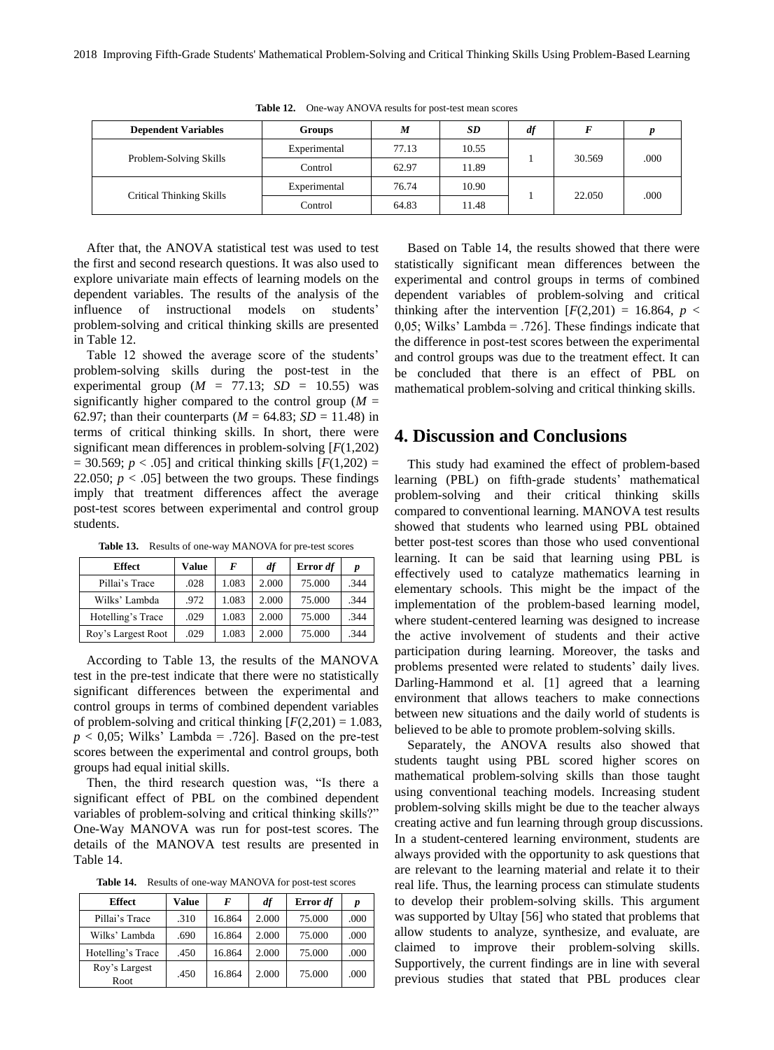**Table 12.** One-way ANOVA results for post-test mean scores

| Dependent Variables | Groups | *M* | *SD* | *df* | *F* | *p* |
|---|---|---|---|---|---|---|
| Problem-Solving Skills | Experimental | 77.13 | 10.55 | 1 | 30.569 | .000 |
| | Control | 62.97 | 11.89 | | | |
| Critical Thinking Skills | Experimental | 76.74 | 10.90 | 1 | 22.050 | .000 |
| | Control | 64.83 | 11.48 | | | |

After that, the ANOVA statistical test was used to test the first and second research questions. It was also used to explore univariate main effects of learning models on the dependent variables. The results of the analysis of the influence of instructional models on students' problem-solving and critical thinking skills are presented in Table 12.

Table 12 showed the average score of the students' problem-solving skills during the post-test in the experimental group ($M$ = 77.13; $SD$ = 10.55) was significantly higher compared to the control group ($M$ = 62.97; than their counterparts ($M$ = 64.83; $SD$ = 11.48) in terms of critical thinking skills. In short, there were significant mean differences in problem-solving [$F(1,202) = 30.569$; $p < .05$] and critical thinking skills [$F(1,202) = 22.050$; $p < .05$] between the two groups. These findings imply that treatment differences affect the average post-test scores between experimental and control group students.

**Table 13.** Results of one-way MANOVA for pre-test scores

| Effect | Value | *F* | *df* | Error *df* | *p* |
|---|---|---|---|---|---|
| Pillai's Trace | .028 | 1.083 | 2.000 | 75.000 | .344 |
| Wilks' Lambda | .972 | 1.083 | 2.000 | 75.000 | .344 |
| Hotelling's Trace | .029 | 1.083 | 2.000 | 75.000 | .344 |
| Roy's Largest Root | .029 | 1.083 | 2.000 | 75.000 | .344 |

According to Table 13, the results of the MANOVA test in the pre-test indicate that there were no statistically significant differences between the experimental and control groups in terms of combined dependent variables of problem-solving and critical thinking [$F(2,201) = 1.083$, $p < 0{,}05$; Wilks' Lambda = .726]. Based on the pre-test scores between the experimental and control groups, both groups had equal initial skills.

Then, the third research question was, "Is there a significant effect of PBL on the combined dependent variables of problem-solving and critical thinking skills?" One-Way MANOVA was run for post-test scores. The details of the MANOVA test results are presented in Table 14.

**Table 14.** Results of one-way MANOVA for post-test scores

| Effect | Value | *F* | *df* | Error *df* | *p* |
|---|---|---|---|---|---|
| Pillai's Trace | .310 | 16.864 | 2.000 | 75.000 | .000 |
| Wilks' Lambda | .690 | 16.864 | 2.000 | 75.000 | .000 |
| Hotelling's Trace | .450 | 16.864 | 2.000 | 75.000 | .000 |
| Roy's Largest Root | .450 | 16.864 | 2.000 | 75.000 | .000 |

Based on Table 14, the results showed that there were statistically significant mean differences between the experimental and control groups in terms of combined dependent variables of problem-solving and critical thinking after the intervention [$F(2,201) = 16.864$, $p < 0{,}05$; Wilks' Lambda = .726]. These findings indicate that the difference in post-test scores between the experimental and control groups was due to the treatment effect. It can be concluded that there is an effect of PBL on mathematical problem-solving and critical thinking skills.

# 4. Discussion and Conclusions

This study had examined the effect of problem-based learning (PBL) on fifth-grade students' mathematical problem-solving and their critical thinking skills compared to conventional learning. MANOVA test results showed that students who learned using PBL obtained better post-test scores than those who used conventional learning. It can be said that learning using PBL is effectively used to catalyze mathematics learning in elementary schools. This might be the impact of the implementation of the problem-based learning model, where student-centered learning was designed to increase the active involvement of students and their active participation during learning. Moreover, the tasks and problems presented were related to students' daily lives. Darling-Hammond et al. [1] agreed that a learning environment that allows teachers to make connections between new situations and the daily world of students is believed to be able to promote problem-solving skills.

Separately, the ANOVA results also showed that students taught using PBL scored higher scores on mathematical problem-solving skills than those taught using conventional teaching models. Increasing student problem-solving skills might be due to the teacher always creating active and fun learning through group discussions. In a student-centered learning environment, students are always provided with the opportunity to ask questions that are relevant to the learning material and relate it to their real life. Thus, the learning process can stimulate students to develop their problem-solving skills. This argument was supported by Ultay [56] who stated that problems that allow students to analyze, synthesize, and evaluate, are claimed to improve their problem-solving skills. Supportively, the current findings are in line with several previous studies that stated that PBL produces clear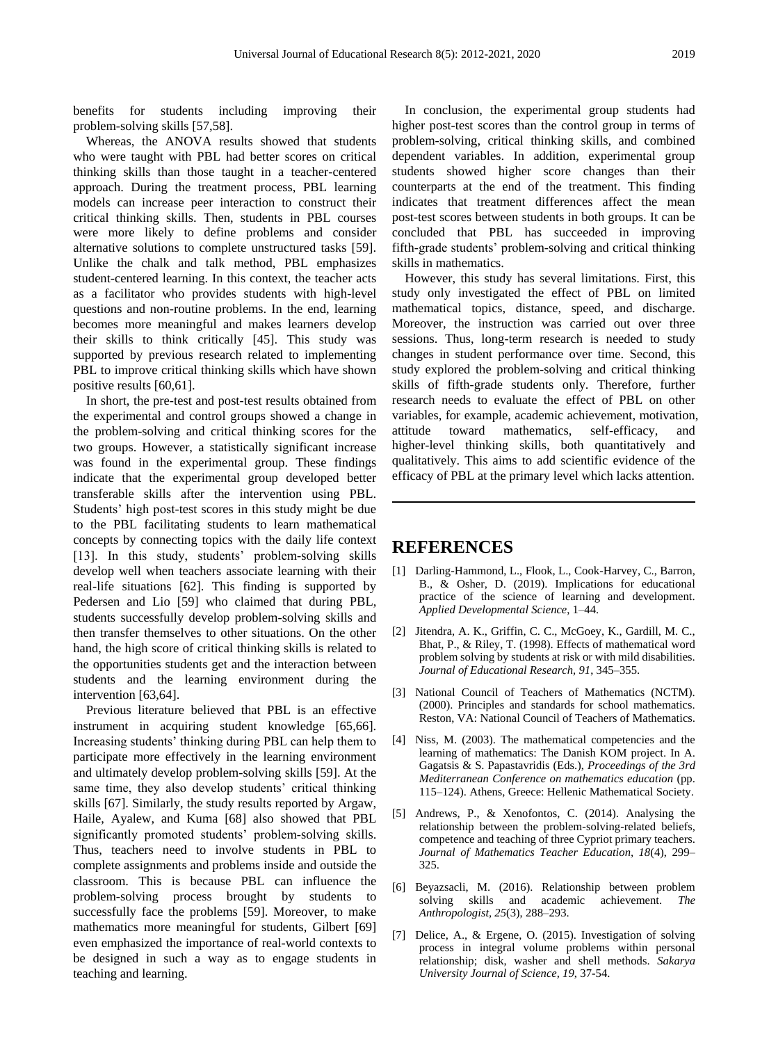benefits for students including improving their problem-solving skills [57,58].

Whereas, the ANOVA results showed that students who were taught with PBL had better scores on critical thinking skills than those taught in a teacher-centered approach. During the treatment process, PBL learning models can increase peer interaction to construct their critical thinking skills. Then, students in PBL courses were more likely to define problems and consider alternative solutions to complete unstructured tasks [59]. Unlike the chalk and talk method, PBL emphasizes student-centered learning. In this context, the teacher acts as a facilitator who provides students with high-level questions and non-routine problems. In the end, learning becomes more meaningful and makes learners develop their skills to think critically [45]. This study was supported by previous research related to implementing PBL to improve critical thinking skills which have shown positive results [60,61].

In short, the pre-test and post-test results obtained from the experimental and control groups showed a change in the problem-solving and critical thinking scores for the two groups. However, a statistically significant increase was found in the experimental group. These findings indicate that the experimental group developed better transferable skills after the intervention using PBL. Students' high post-test scores in this study might be due to the PBL facilitating students to learn mathematical concepts by connecting topics with the daily life context [13]. In this study, students' problem-solving skills develop well when teachers associate learning with their real-life situations [62]. This finding is supported by Pedersen and Lio [59] who claimed that during PBL, students successfully develop problem-solving skills and then transfer themselves to other situations. On the other hand, the high score of critical thinking skills is related to the opportunities students get and the interaction between students and the learning environment during the intervention [63,64].

Previous literature believed that PBL is an effective instrument in acquiring student knowledge [65,66]. Increasing students' thinking during PBL can help them to participate more effectively in the learning environment and ultimately develop problem-solving skills [59]. At the same time, they also develop students' critical thinking skills [67]. Similarly, the study results reported by Argaw, Haile, Ayalew, and Kuma [68] also showed that PBL significantly promoted students' problem-solving skills. Thus, teachers need to involve students in PBL to complete assignments and problems inside and outside the classroom. This is because PBL can influence the problem-solving process brought by students to successfully face the problems [59]. Moreover, to make mathematics more meaningful for students, Gilbert [69] even emphasized the importance of real-world contexts to be designed in such a way as to engage students in teaching and learning.

In conclusion, the experimental group students had higher post-test scores than the control group in terms of problem-solving, critical thinking skills, and combined dependent variables. In addition, experimental group students showed higher score changes than their counterparts at the end of the treatment. This finding indicates that treatment differences affect the mean post-test scores between students in both groups. It can be concluded that PBL has succeeded in improving fifth-grade students' problem-solving and critical thinking skills in mathematics.

However, this study has several limitations. First, this study only investigated the effect of PBL on limited mathematical topics, distance, speed, and discharge. Moreover, the instruction was carried out over three sessions. Thus, long-term research is needed to study changes in student performance over time. Second, this study explored the problem-solving and critical thinking skills of fifth-grade students only. Therefore, further research needs to evaluate the effect of PBL on other variables, for example, academic achievement, motivation, attitude toward mathematics, self-efficacy, and higher-level thinking skills, both quantitatively and qualitatively. This aims to add scientific evidence of the efficacy of PBL at the primary level which lacks attention.

# REFERENCES

[1] Darling-Hammond, L., Flook, L., Cook-Harvey, C., Barron, B., & Osher, D. (2019). Implications for educational practice of the science of learning and development. *Applied Developmental Science*, 1–44.

[2] Jitendra, A. K., Griffin, C. C., McGoey, K., Gardill, M. C., Bhat, P., & Riley, T. (1998). Effects of mathematical word problem solving by students at risk or with mild disabilities. *Journal of Educational Research, 91*, 345–355.

[3] National Council of Teachers of Mathematics (NCTM). (2000). Principles and standards for school mathematics. Reston, VA: National Council of Teachers of Mathematics.

[4] Niss, M. (2003). The mathematical competencies and the learning of mathematics: The Danish KOM project. In A. Gagatsis & S. Papastavridis (Eds.), *Proceedings of the 3rd Mediterranean Conference on mathematics education* (pp. 115–124). Athens, Greece: Hellenic Mathematical Society.

[5] Andrews, P., & Xenofontos, C. (2014). Analysing the relationship between the problem-solving-related beliefs, competence and teaching of three Cypriot primary teachers. *Journal of Mathematics Teacher Education, 18*(4), 299–325.

[6] Beyazsacli, M. (2016). Relationship between problem solving skills and academic achievement. *The Anthropologist, 25*(3), 288–293.

[7] Delice, A., & Ergene, O. (2015). Investigation of solving process in integral volume problems within personal relationship; disk, washer and shell methods. *Sakarya University Journal of Science, 19*, 37-54.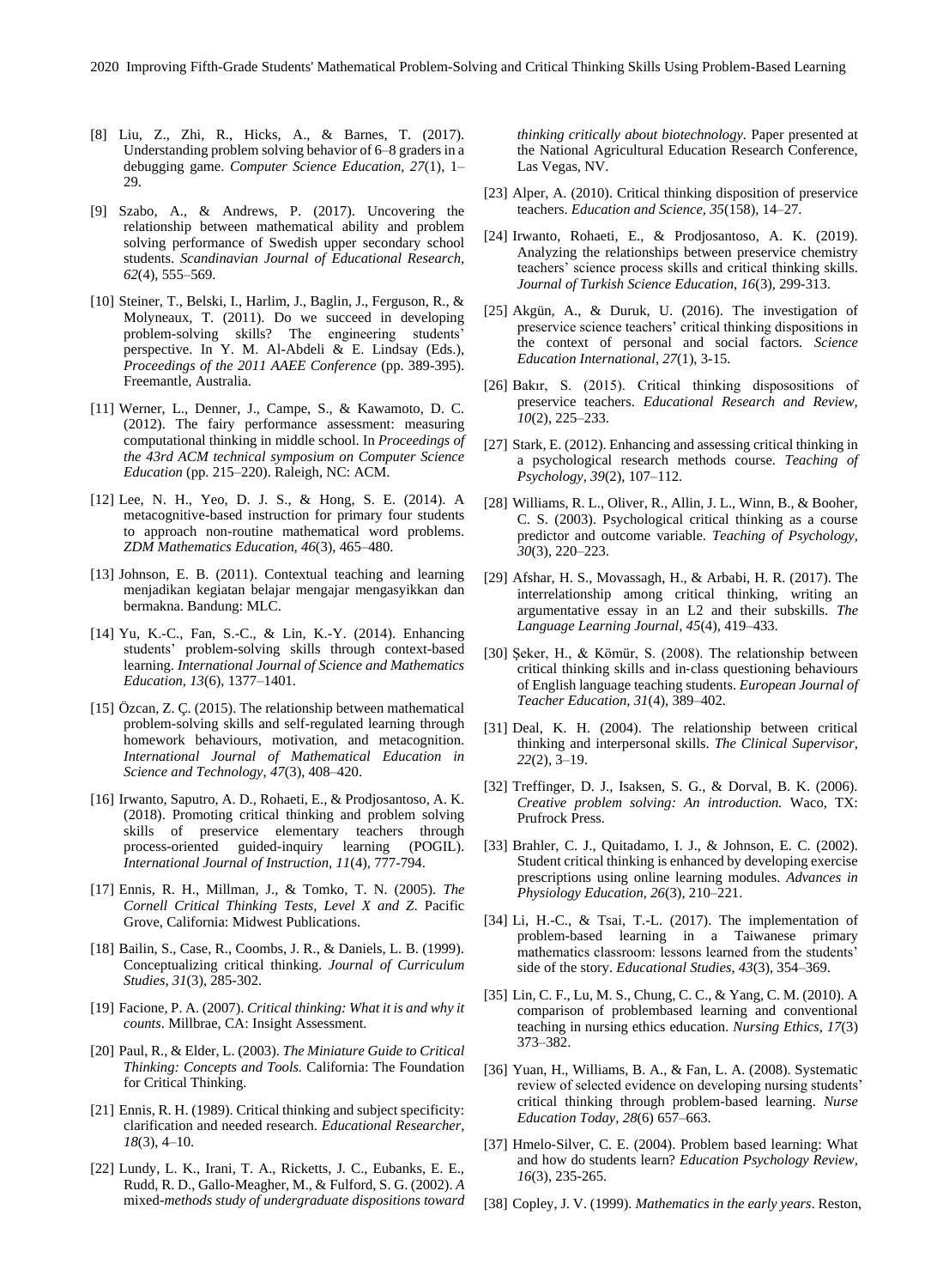[8] Liu, Z., Zhi, R., Hicks, A., & Barnes, T. (2017). Understanding problem solving behavior of 6–8 graders in a debugging game. *Computer Science Education, 27*(1), 1–29.

[9] Szabo, A., & Andrews, P. (2017). Uncovering the relationship between mathematical ability and problem solving performance of Swedish upper secondary school students. *Scandinavian Journal of Educational Research, 62*(4), 555–569.

[10] Steiner, T., Belski, I., Harlim, J., Baglin, J., Ferguson, R., & Molyneaux, T. (2011). Do we succeed in developing problem-solving skills? The engineering students' perspective. In Y. M. Al-Abdeli & E. Lindsay (Eds.), *Proceedings of the 2011 AAEE Conference* (pp. 389-395). Freemantle, Australia.

[11] Werner, L., Denner, J., Campe, S., & Kawamoto, D. C. (2012). The fairy performance assessment: measuring computational thinking in middle school. In *Proceedings of the 43rd ACM technical symposium on Computer Science Education* (pp. 215–220). Raleigh, NC: ACM.

[12] Lee, N. H., Yeo, D. J. S., & Hong, S. E. (2014). A metacognitive-based instruction for primary four students to approach non-routine mathematical word problems. *ZDM Mathematics Education, 46*(3), 465–480.

[13] Johnson, E. B. (2011). Contextual teaching and learning menjadikan kegiatan belajar mengajar mengasyikkan dan bermakna. Bandung: MLC.

[14] Yu, K.-C., Fan, S.-C., & Lin, K.-Y. (2014). Enhancing students' problem-solving skills through context-based learning. *International Journal of Science and Mathematics Education, 13*(6), 1377–1401.

[15] Özcan, Z. Ç. (2015). The relationship between mathematical problem-solving skills and self-regulated learning through homework behaviours, motivation, and metacognition. *International Journal of Mathematical Education in Science and Technology, 47*(3), 408–420.

[16] Irwanto, Saputro, A. D., Rohaeti, E., & Prodjosantoso, A. K. (2018). Promoting critical thinking and problem solving skills of preservice elementary teachers through process-oriented guided-inquiry learning (POGIL). *International Journal of Instruction, 11*(4), 777-794.

[17] Ennis, R. H., Millman, J., & Tomko, T. N. (2005). *The Cornell Critical Thinking Tests, Level X and Z*. Pacific Grove, California: Midwest Publications.

[18] Bailin, S., Case, R., Coombs, J. R., & Daniels, L. B. (1999). Conceptualizing critical thinking. *Journal of Curriculum Studies, 31*(3), 285-302.

[19] Facione, P. A. (2007). *Critical thinking: What it is and why it counts*. Millbrae, CA: Insight Assessment.

[20] Paul, R., & Elder, L. (2003). *The Miniature Guide to Critical Thinking: Concepts and Tools.* California: The Foundation for Critical Thinking.

[21] Ennis, R. H. (1989). Critical thinking and subject specificity: clarification and needed research. *Educational Researcher, 18*(3), 4–10.

[22] Lundy, L. K., Irani, T. A., Ricketts, J. C., Eubanks, E. E., Rudd, R. D., Gallo-Meagher, M., & Fulford, S. G. (2002). *A* mixed-*methods study of undergraduate dispositions toward thinking critically about biotechnology.* Paper presented at the National Agricultural Education Research Conference, Las Vegas, NV.

[23] Alper, A. (2010). Critical thinking disposition of preservice teachers. *Education and Science, 35*(158), 14–27.

[24] Irwanto, Rohaeti, E., & Prodjosantoso, A. K. (2019). Analyzing the relationships between preservice chemistry teachers' science process skills and critical thinking skills. *Journal of Turkish Science Education, 16*(3), 299-313.

[25] Akgün, A., & Duruk, U. (2016). The investigation of preservice science teachers' critical thinking dispositions in the context of personal and social factors. *Science Education International, 27*(1), 3-15.

[26] Bakır, S. (2015). Critical thinking dispososistions of preservice teachers. *Educational Research and Review, 10*(2), 225–233.

[27] Stark, E. (2012). Enhancing and assessing critical thinking in a psychological research methods course. *Teaching of Psychology, 39*(2), 107–112.

[28] Williams, R. L., Oliver, R., Allin, J. L., Winn, B., & Booher, C. S. (2003). Psychological critical thinking as a course predictor and outcome variable. *Teaching of Psychology, 30*(3), 220–223.

[29] Afshar, H. S., Movassagh, H., & Arbabi, H. R. (2017). The interrelationship among critical thinking, writing an argumentative essay in an L2 and their subskills. *The Language Learning Journal, 45*(4), 419–433.

[30] Şeker, H., & Kömür, S. (2008). The relationship between critical thinking skills and in-class questioning behaviours of English language teaching students. *European Journal of Teacher Education, 31*(4), 389–402.

[31] Deal, K. H. (2004). The relationship between critical thinking and interpersonal skills. *The Clinical Supervisor, 22*(2), 3–19.

[32] Treffinger, D. J., Isaksen, S. G., & Dorval, B. K. (2006). *Creative problem solving: An introduction.* Waco, TX: Prufrock Press.

[33] Brahler, C. J., Quitadamo, I. J., & Johnson, E. C. (2002). Student critical thinking is enhanced by developing exercise prescriptions using online learning modules. *Advances in Physiology Education, 26*(3), 210–221.

[34] Li, H.-C., & Tsai, T.-L. (2017). The implementation of problem-based learning in a Taiwanese primary mathematics classroom: lessons learned from the students' side of the story. *Educational Studies, 43*(3), 354–369.

[35] Lin, C. F., Lu, M. S., Chung, C. C., & Yang, C. M. (2010). A comparison of problembased learning and conventional teaching in nursing ethics education. *Nursing Ethics, 17*(3) 373–382.

[36] Yuan, H., Williams, B. A., & Fan, L. A. (2008). Systematic review of selected evidence on developing nursing students' critical thinking through problem-based learning. *Nurse Education Today, 28*(6) 657–663.

[37] Hmelo-Silver, C. E. (2004). Problem based learning: What and how do students learn? *Education Psychology Review, 16*(3), 235-265.

[38] Copley, J. V. (1999). *Mathematics in the early years*. Reston,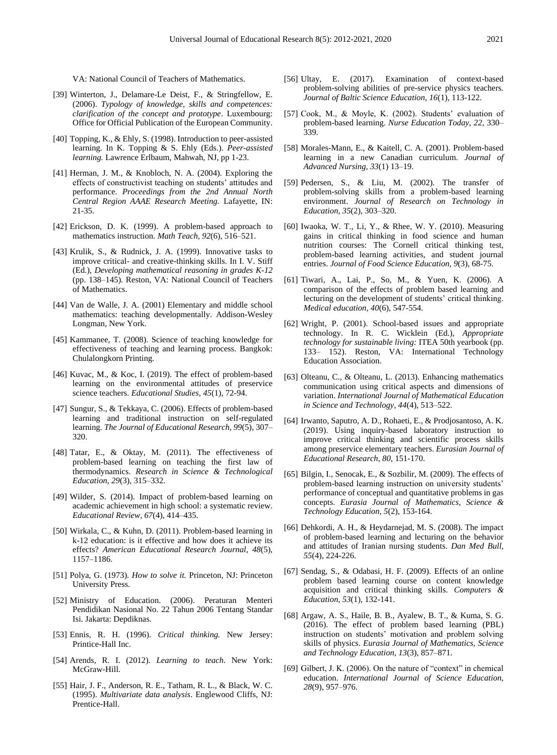VA: National Council of Teachers of Mathematics.

[39] Winterton, J., Delamare-Le Deist, F., & Stringfellow, E. (2006). *Typology of knowledge, skills and competences: clarification of the concept and prototype*. Luxembourg: Office for Official Publication of the European Community.

[40] Topping, K., & Ehly, S. (1998). Introduction to peer-assisted learning. In K. Topping & S. Ehly (Eds.). *Peer-assisted learning.* Lawrence Erlbaum, Mahwah, NJ, pp 1-23.

[41] Herman, J. M., & Knobloch, N. A. (2004). Exploring the effects of constructivist teaching on students' attitudes and performance. *Proceedings from the 2nd Annual North Central Region AAAE Research Meeting.* Lafayette, IN: 21-35.

[42] Erickson, D. K. (1999). A problem-based approach to mathematics instruction. *Math Teach, 92*(6), 516–521.

[43] Krulik, S., & Rudnick, J. A. (1999). Innovative tasks to improve critical- and creative-thinking skills. In I. V. Stiff (Ed.), *Developing mathematical reasoning in grades K-12* (pp. 138–145). Reston, VA: National Council of Teachers of Mathematics.

[44] Van de Walle, J. A. (2001) Elementary and middle school mathematics: teaching developmentally. Addison-Wesley Longman, New York.

[45] Kammanee, T. (2008). Science of teaching knowledge for effectiveness of teaching and learning process. Bangkok: Chulalongkorn Printing.

[46] Kuvac, M., & Koc, I. (2019). The effect of problem-based learning on the environmental attitudes of preservice science teachers. *Educational Studies, 45*(1), 72-94.

[47] Sungur, S., & Tekkaya, C. (2006). Effects of problem-based learning and traditional instruction on self-regulated learning. *The Journal of Educational Research, 99*(5), 307–320.

[48] Tatar, E., & Oktay, M. (2011). The effectiveness of problem-based learning on teaching the first law of thermodynamics. *Research in Science & Technological Education, 29*(3), 315–332.

[49] Wilder, S. (2014). Impact of problem-based learning on academic achievement in high school: a systematic review. *Educational Review, 67*(4), 414–435.

[50] Wirkala, C., & Kuhn, D. (2011). Problem-based learning in k-12 education: is it effective and how does it achieve its effects? *American Educational Research Journal, 48*(5), 1157–1186.

[51] Polya, G. (1973). *How to solve it.* Princeton, NJ: Princeton University Press.

[52] Ministry of Education. (2006). Peraturan Menteri Pendidikan Nasional No. 22 Tahun 2006 Tentang Standar Isi. Jakarta: Depdiknas.

[53] Ennis, R. H. (1996). *Critical thinking.* New Jersey: Printice-Hall Inc.

[54] Arends, R. I. (2012). *Learning to teach*. New York: McGraw-Hill.

[55] Hair, J. F., Anderson, R. E., Tatham, R. L., & Black, W. C. (1995). *Multivariate data analysis*. Englewood Cliffs, NJ: Prentice-Hall.

[56] Ultay, E. (2017). Examination of context-based problem-solving abilities of pre-service physics teachers. *Journal of Baltic Science Education, 16*(1), 113-122.

[57] Cook, M., & Moyle, K. (2002). Students' evaluation of problem-based learning. *Nurse Education Today, 22*, 330–339.

[58] Morales-Mann, E., & Kaitell, C. A. (2001). Problem-based learning in a new Canadian curriculum. *Journal of Advanced Nursing, 33*(1) 13–19.

[59] Pedersen, S., & Liu, M. (2002). The transfer of problem-solving skills from a problem-based learning environment. *Journal of Research on Technology in Education, 35*(2), 303–320.

[60] Iwaoka, W. T., Li, Y., & Rhee, W. Y. (2010). Measuring gains in critical thinking in food science and human nutrition courses: The Cornell critical thinking test, problem-based learning activities, and student journal entries. *Journal of Food Science Education, 9*(3), 68-75.

[61] Tiwari, A., Lai, P., So, M., & Yuen, K. (2006). A comparison of the effects of problem based learning and lecturing on the development of students' critical thinking. *Medical education, 40*(6), 547-554.

[62] Wright, P. (2001). School-based issues and appropriate technology. In R. C. Wicklein (Ed.), *Appropriate technology for sustainable living:* ITEA 50th yearbook (pp. 133– 152). Reston, VA: International Technology Education Association.

[63] Olteanu, C., & Olteanu, L. (2013). Enhancing mathematics communication using critical aspects and dimensions of variation. *International Journal of Mathematical Education in Science and Technology, 44*(4), 513–522.

[64] Irwanto, Saputro, A. D., Rohaeti, E., & Prodjosantoso, A. K. (2019). Using inquiry-based laboratory instruction to improve critical thinking and scientific process skills among preservice elementary teachers. *Eurasian Journal of Educational Research, 80,* 151-170.

[65] Bilgin, I., Senocak, E., & Sozbilir, M. (2009). The effects of problem-based learning instruction on university students' performance of conceptual and quantitative problems in gas concepts. *Eurasia Journal of Mathematics, Science & Technology Education, 5*(2), 153-164.

[66] Dehkordi, A. H., & Heydarnejad, M. S. (2008). The impact of problem-based learning and lecturing on the behavior and attitudes of Iranian nursing students. *Dan Med Bull, 55*(4), 224-226.

[67] Sendag, S., & Odabasi, H. F. (2009). Effects of an online problem based learning course on content knowledge acquisition and critical thinking skills. *Computers & Education, 53*(1), 132-141.

[68] Argaw, A. S., Haile, B. B., Ayalew, B. T., & Kuma, S. G. (2016). The effect of problem based learning (PBL) instruction on students' motivation and problem solving skills of physics. *Eurasia Journal of Mathematics, Science and Technology Education, 13*(3), 857–871.

[69] Gilbert, J. K. (2006). On the nature of "context" in chemical education. *International Journal of Science Education, 28*(9), 957–976.